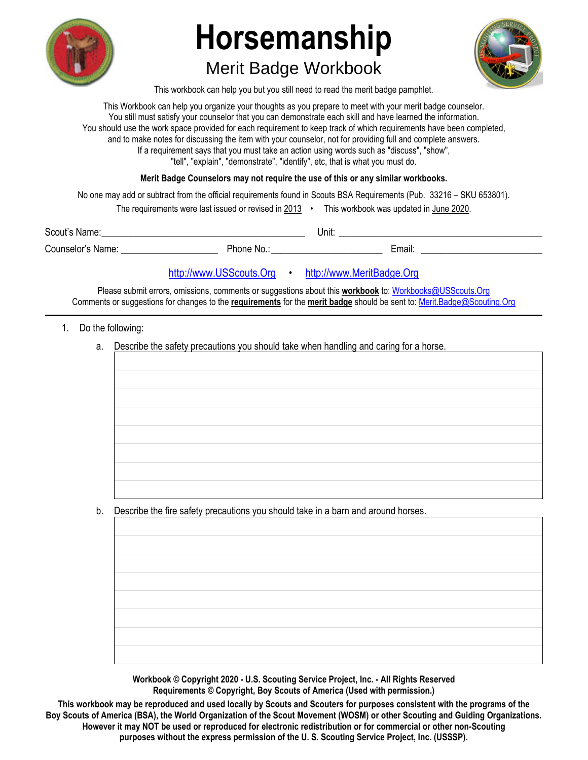# Horsemanship

## Merit Badge Workbook

This workbook can help you but you still need to read the merit badge pamphlet.

This Workbook can help you organize your thoughts as you prepare to meet with your merit badge counselor.
You still must satisfy your counselor that you can demonstrate each skill and have learned the information.
You should use the work space provided for each requirement to keep track of which requirements have been completed,
and to make notes for discussing the item with your counselor, not for providing full and complete answers.
If a requirement says that you must take an action using words such as "discuss", "show",
"tell", "explain", "demonstrate", "identify", etc, that is what you must do.

**Merit Badge Counselors may not require the use of this or any similar workbooks.**

No one may add or subtract from the official requirements found in Scouts BSA Requirements (Pub. 33216 – SKU 653801).

The requirements were last issued or revised in 2013 • This workbook was updated in June 2020.

Scout's Name:__________________________________________ Unit: __________________________________________

Counselor's Name: ____________________ Phone No.:_______________________ Email: _________________________

http://www.USScouts.Org • http://www.MeritBadge.Org

Please submit errors, omissions, comments or suggestions about this **workbook** to: Workbooks@USScouts.Org
Comments or suggestions for changes to the **requirements** for the **merit badge** should be sent to: Merit.Badge@Scouting.Org

---

1. Do the following:
   a. Describe the safety precautions you should take when handling and caring for a horse.

   b. Describe the fire safety precautions you should take in a barn and around horses.

**Workbook © Copyright 2020 - U.S. Scouting Service Project, Inc. - All Rights Reserved**
**Requirements © Copyright, Boy Scouts of America (Used with permission.)**

**This workbook may be reproduced and used locally by Scouts and Scouters for purposes consistent with the programs of the Boy Scouts of America (BSA), the World Organization of the Scout Movement (WOSM) or other Scouting and Guiding Organizations. However it may NOT be used or reproduced for electronic redistribution or for commercial or other non-Scouting purposes without the express permission of the U. S. Scouting Service Project, Inc. (USSSP).**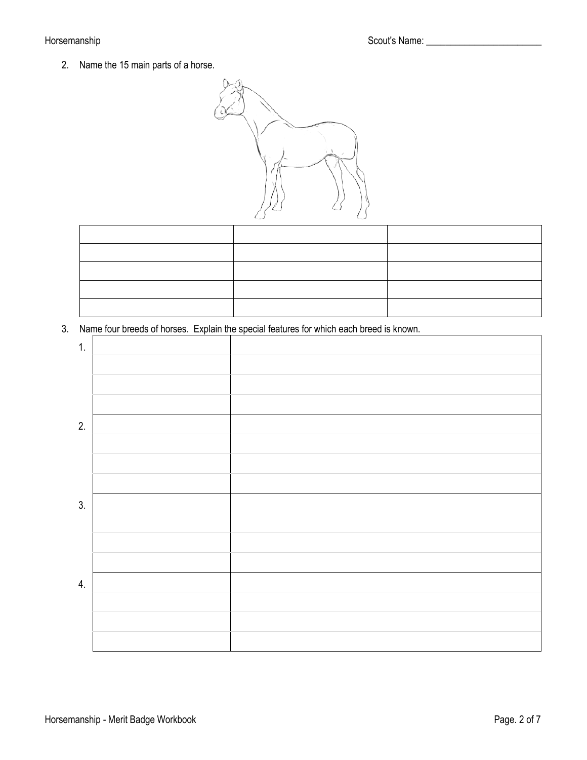Scout's Name: ________________________

2. Name the 15 main parts of a horse.

| | | |
|---|---|---|
| | | |
| | | |
| | | |
| | | |
| | | |

3. Name four breeds of horses. Explain the special features for which each breed is known.

| # | Breed | Special Features |
|---|---|---|
| 1. | | |
| | | |
| | | |
| | | |
| 2. | | |
| | | |
| | | |
| | | |
| 3. | | |
| | | |
| | | |
| | | |
| 4. | | |
| | | |
| | | |
| | | |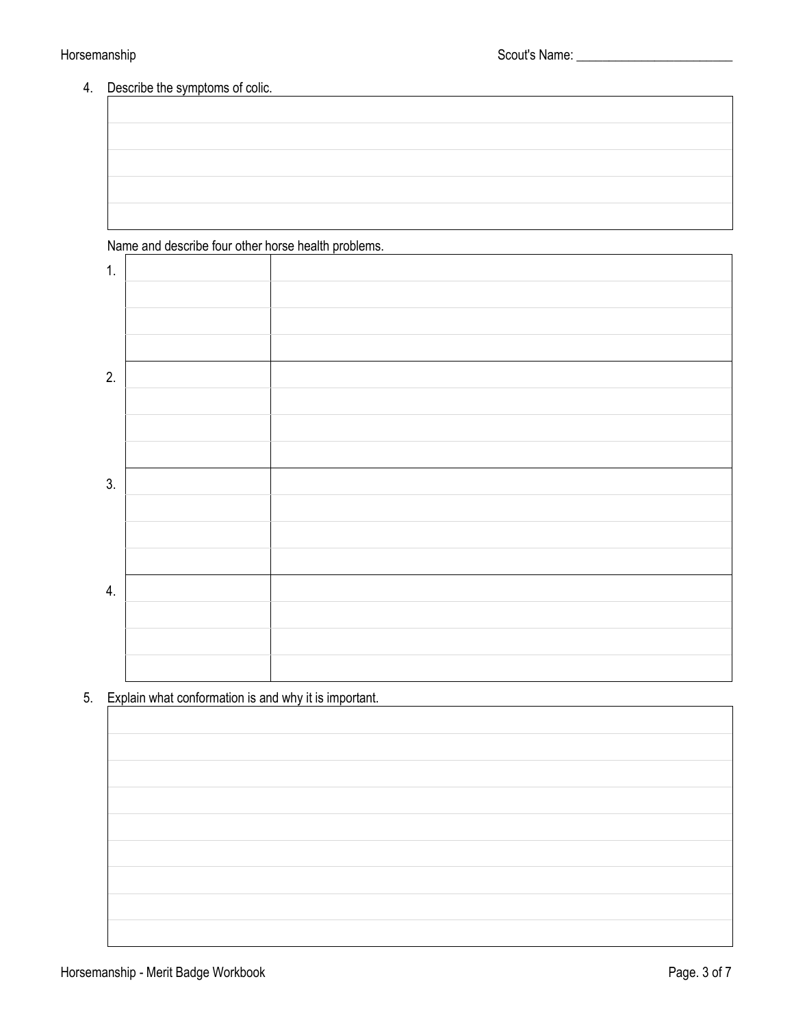4. Describe the symptoms of colic.

| |
|---|
| |
| |
| |
| |
| |

Name and describe four other horse health problems.

| | | |
|---|---|---|
| 1. | | |
| | | |
| | | |
| | | |
| 2. | | |
| | | |
| | | |
| | | |
| 3. | | |
| | | |
| | | |
| | | |
| 4. | | |
| | | |
| | | |
| | | |

5. Explain what conformation is and why it is important.

| |
|---|
| |
| |
| |
| |
| |
| |
| |
| |
| |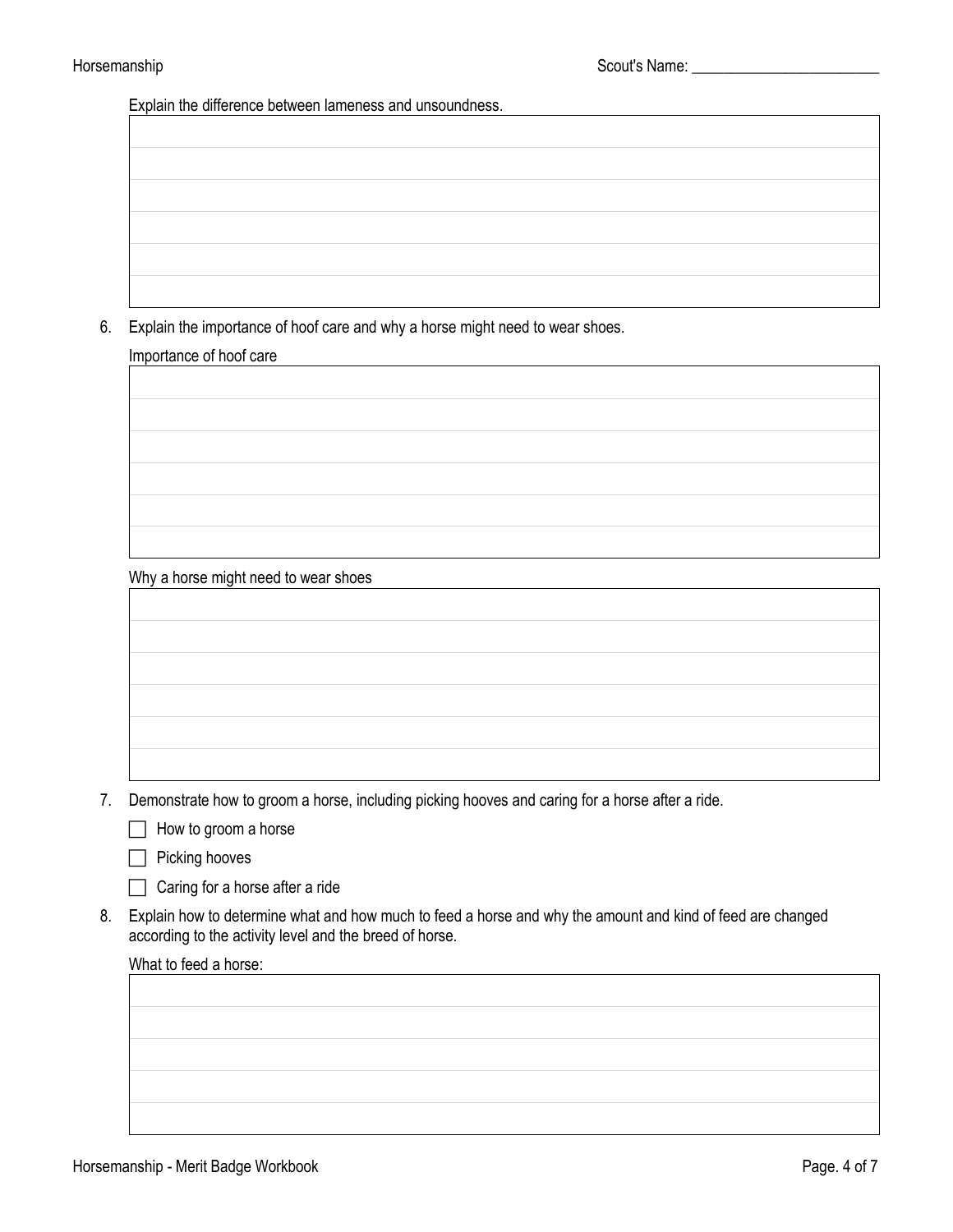Explain the difference between lameness and unsoundness.

6. Explain the importance of hoof care and why a horse might need to wear shoes.

   Importance of hoof care

   Why a horse might need to wear shoes

7. Demonstrate how to groom a horse, including picking hooves and caring for a horse after a ride.

   - [ ] How to groom a horse
   - [ ] Picking hooves
   - [ ] Caring for a horse after a ride

8. Explain how to determine what and how much to feed a horse and why the amount and kind of feed are changed according to the activity level and the breed of horse.

   What to feed a horse: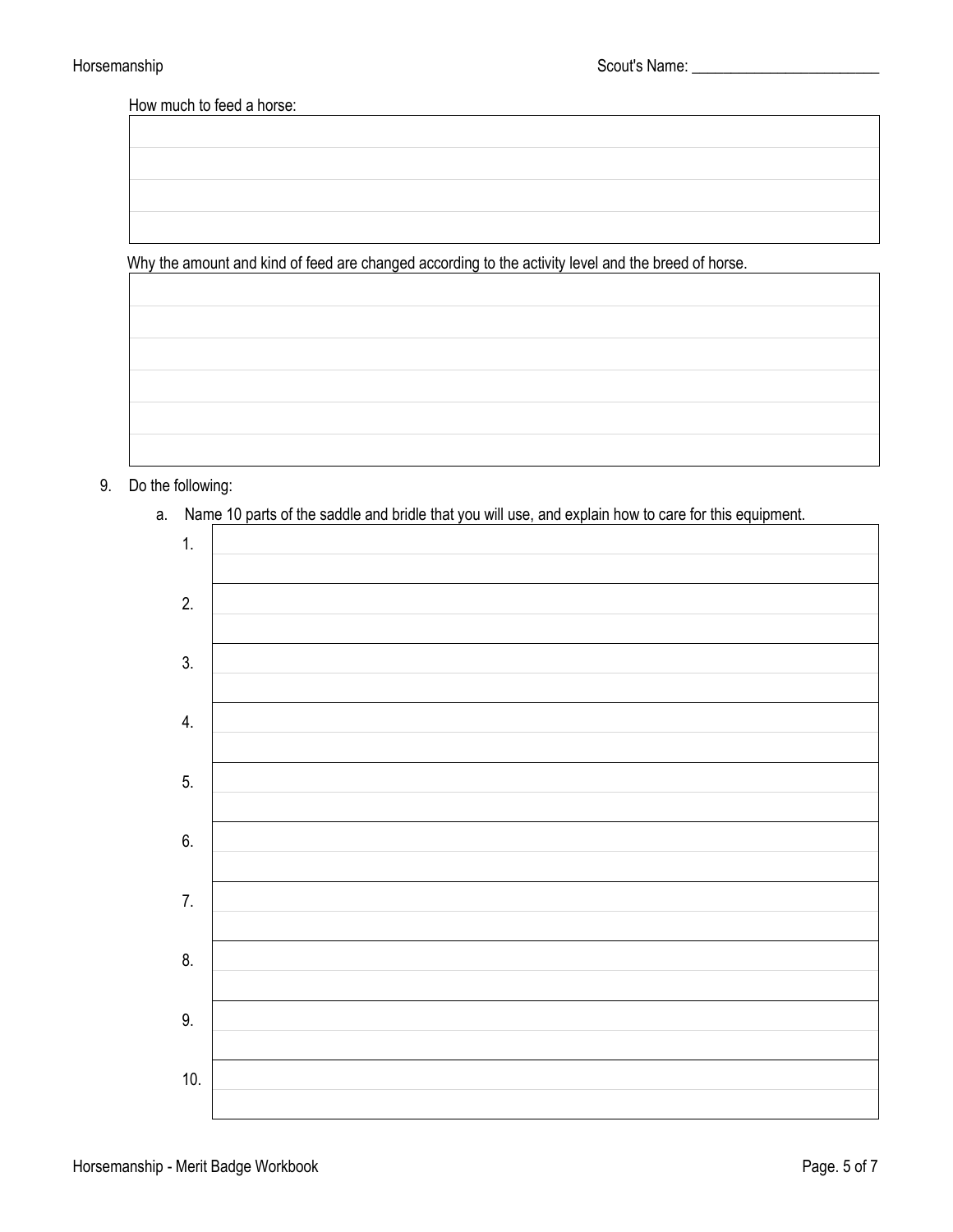How much to feed a horse:

Why the amount and kind of feed are changed according to the activity level and the breed of horse.

9. Do the following:

   a. Name 10 parts of the saddle and bridle that you will use, and explain how to care for this equipment.

      1.

      2.

      3.

      4.

      5.

      6.

      7.

      8.

      9.

      10.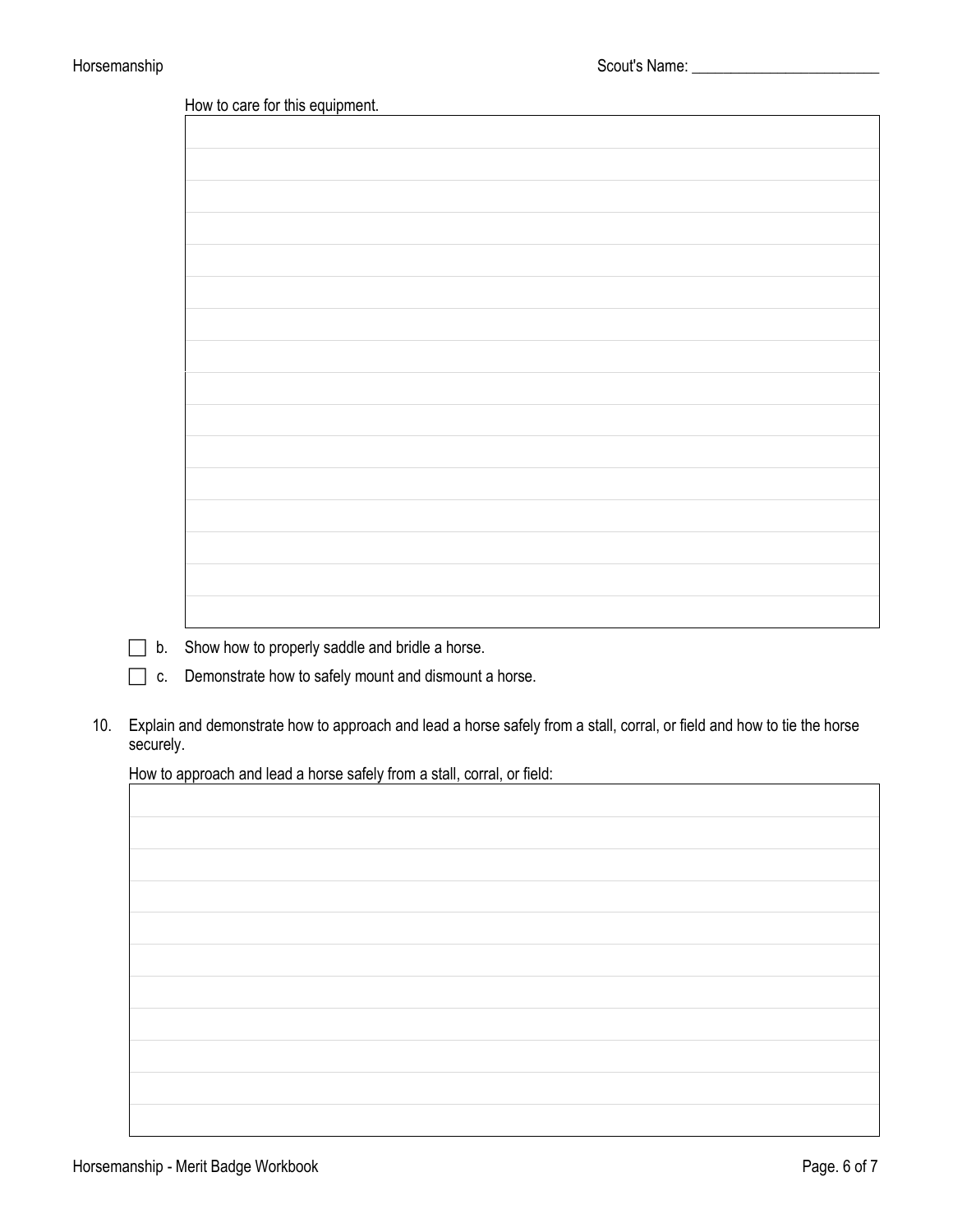How to care for this equipment.

- [ ] b. Show how to properly saddle and bridle a horse.
- [ ] c. Demonstrate how to safely mount and dismount a horse.

10. Explain and demonstrate how to approach and lead a horse safely from a stall, corral, or field and how to tie the horse securely.

How to approach and lead a horse safely from a stall, corral, or field: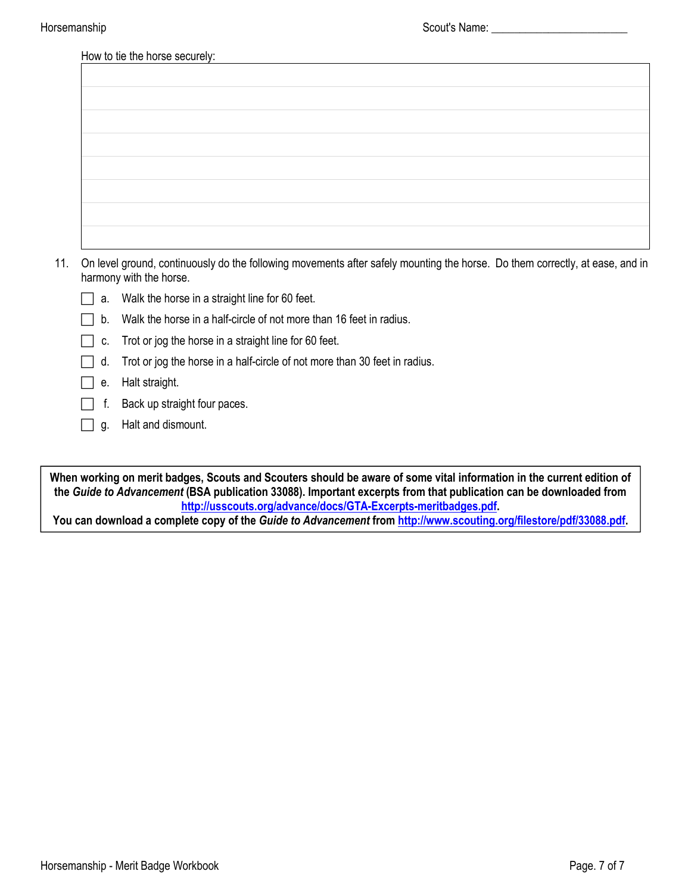How to tie the horse securely:

11. On level ground, continuously do the following movements after safely mounting the horse. Do them correctly, at ease, and in harmony with the horse.
    - [ ] a. Walk the horse in a straight line for 60 feet.
    - [ ] b. Walk the horse in a half-circle of not more than 16 feet in radius.
    - [ ] c. Trot or jog the horse in a straight line for 60 feet.
    - [ ] d. Trot or jog the horse in a half-circle of not more than 30 feet in radius.
    - [ ] e. Halt straight.
    - [ ] f. Back up straight four paces.
    - [ ] g. Halt and dismount.

**When working on merit badges, Scouts and Scouters should be aware of some vital information in the current edition of the *Guide to Advancement* (BSA publication 33088). Important excerpts from that publication can be downloaded from [http://usscouts.org/advance/docs/GTA-Excerpts-meritbadges.pdf](http://usscouts.org/advance/docs/GTA-Excerpts-meritbadges.pdf).**
**You can download a complete copy of the *Guide to Advancement* from [http://www.scouting.org/filestore/pdf/33088.pdf](http://www.scouting.org/filestore/pdf/33088.pdf).**